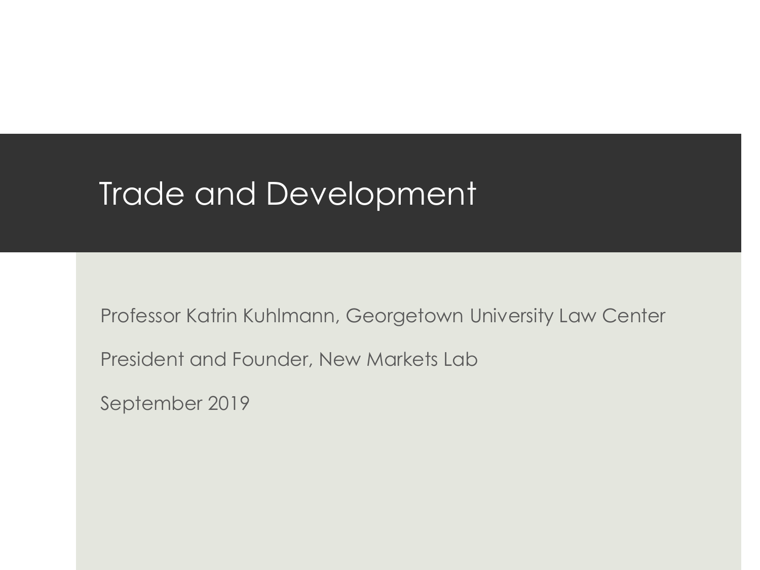# Trade and Development

Professor Katrin Kuhlmann, Georgetown University Law Center

President and Founder, New Markets Lab

September 2019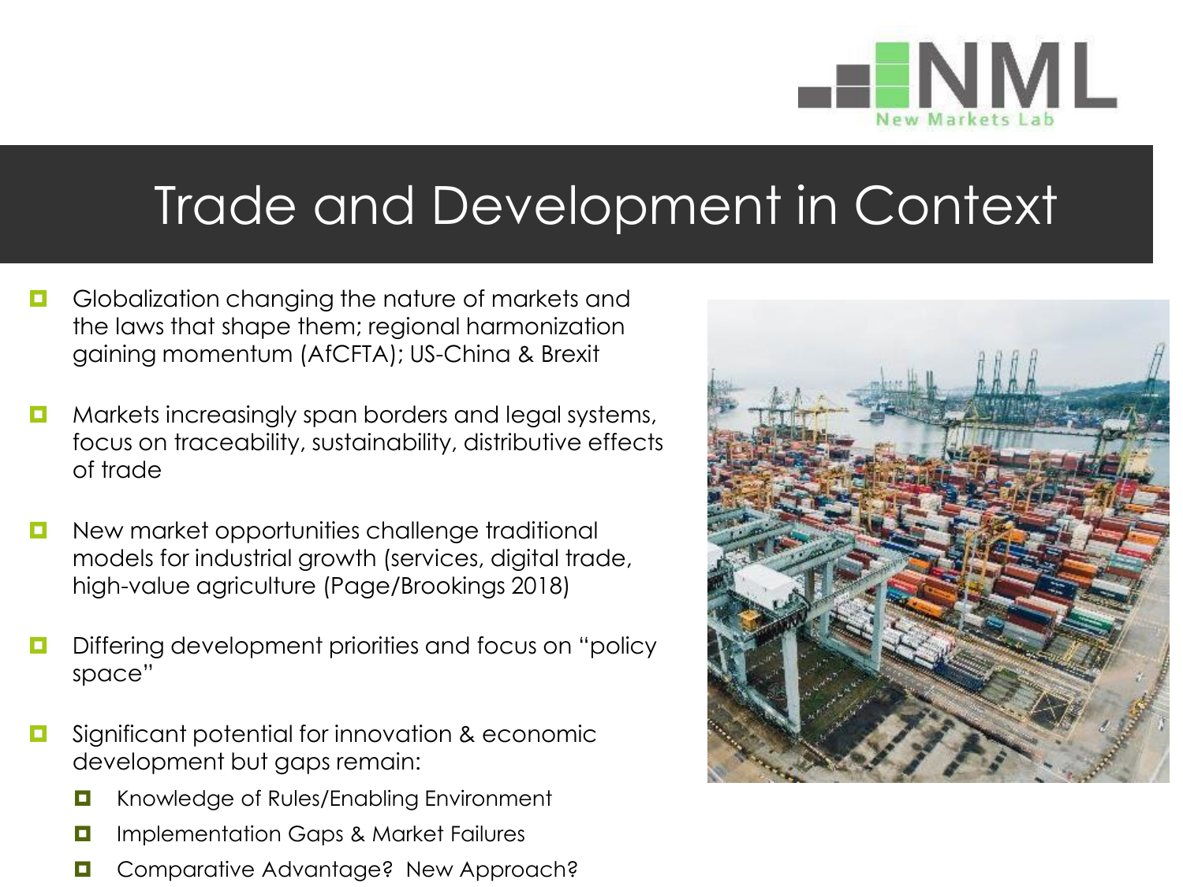# Trade and Development in Context

- Globalization changing the nature of markets and the laws that shape them; regional harmonization gaining momentum (AfCFTA); US-China & Brexit
- Markets increasingly span borders and legal systems, focus on traceability, sustainability, distributive effects of trade
- New market opportunities challenge traditional models for industrial growth (services, digital trade, high-value agriculture (Page/Brookings 2018)
- Differing development priorities and focus on "policy space"
- Significant potential for innovation & economic development but gaps remain:
  - Knowledge of Rules/Enabling Environment
  - Implementation Gaps & Market Failures
  - Comparative Advantage? New Approach?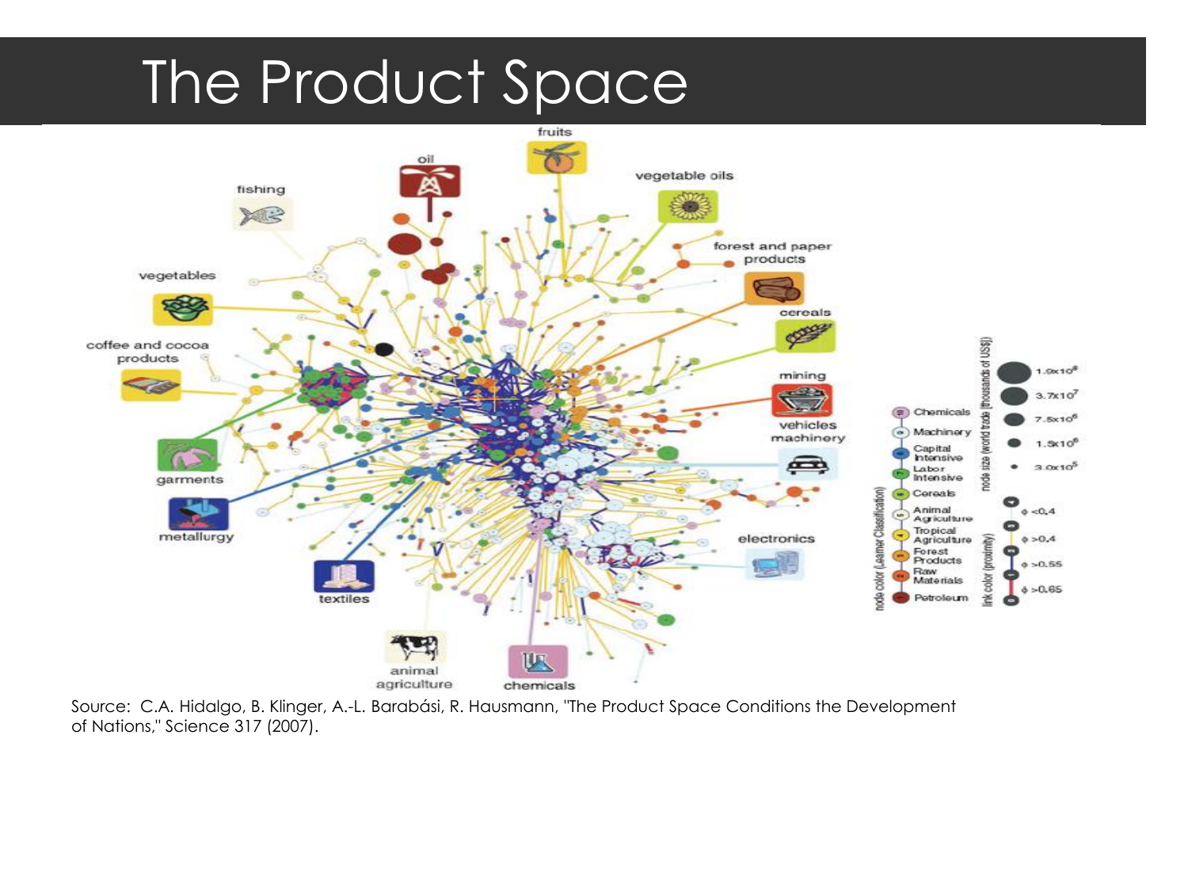# The Product Space

Source: C.A. Hidalgo, B. Klinger, A.-L. Barabási, R. Hausmann, "The Product Space Conditions the Development of Nations," Science 317 (2007).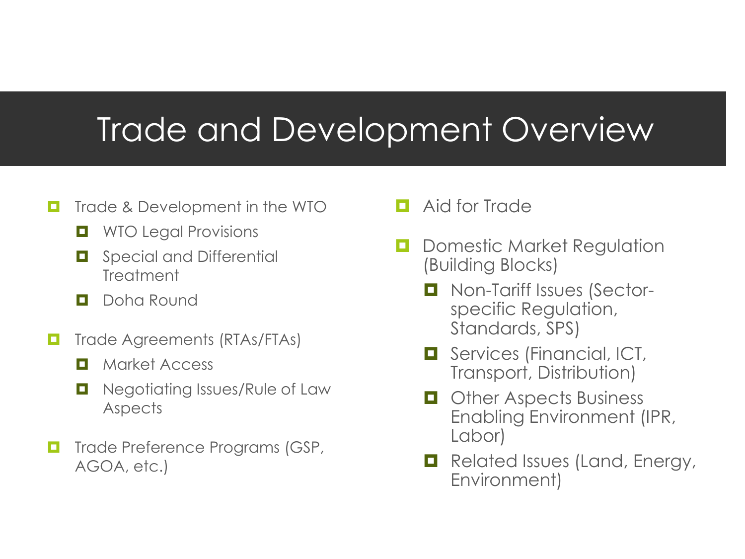# Trade and Development Overview

- Trade & Development in the WTO
  - WTO Legal Provisions
  - Special and Differential Treatment
  - Doha Round
- Trade Agreements (RTAs/FTAs)
  - Market Access
  - Negotiating Issues/Rule of Law Aspects
- Trade Preference Programs (GSP, AGOA, etc.)
- Aid for Trade
- Domestic Market Regulation (Building Blocks)
  - Non-Tariff Issues (Sector-specific Regulation, Standards, SPS)
  - Services (Financial, ICT, Transport, Distribution)
  - Other Aspects Business Enabling Environment (IPR, Labor)
  - Related Issues (Land, Energy, Environment)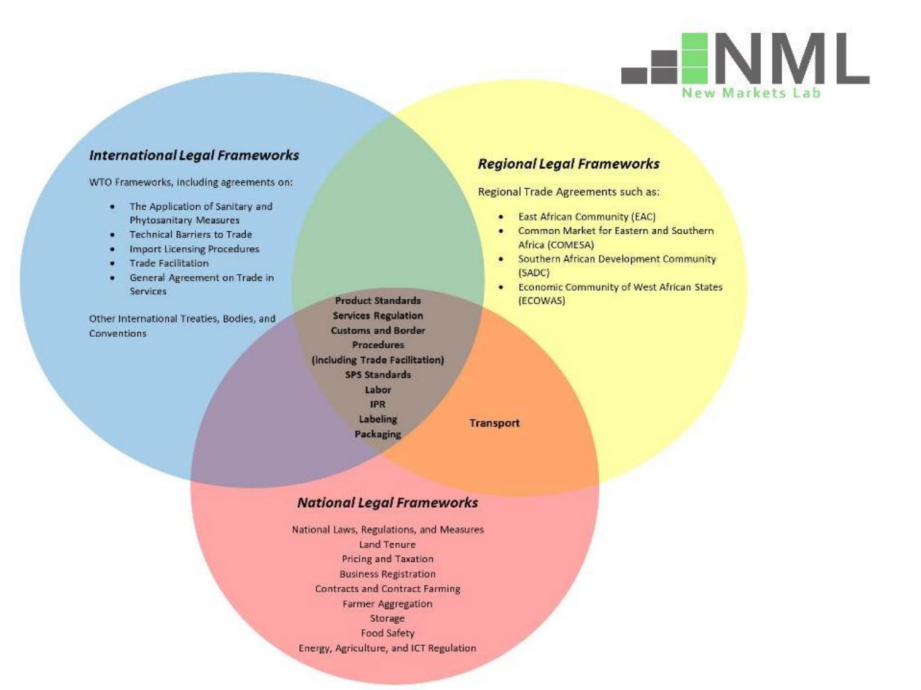### International Legal Frameworks

WTO Frameworks, including agreements on:

- The Application of Sanitary and Phytosanitary Measures
- Technical Barriers to Trade
- Import Licensing Procedures
- Trade Facilitation
- General Agreement on Trade in Services

Other International Treaties, Bodies, and Conventions

### Regional Legal Frameworks

Regional Trade Agreements such as:

- East African Community (EAC)
- Common Market for Eastern and Southern Africa (COMESA)
- Southern African Development Community (SADC)
- Economic Community of West African States (ECOWAS)

**Product Standards**
**Services Regulation**
**Customs and Border Procedures (including Trade Facilitation)**
**SPS Standards**
**Labor**
**IPR**
**Labeling**
**Packaging**

**Transport**

### National Legal Frameworks

National Laws, Regulations, and Measures
Land Tenure
Pricing and Taxation
Business Registration
Contracts and Contract Farming
Farmer Aggregation
Storage
Food Safety
Energy, Agriculture, and ICT Regulation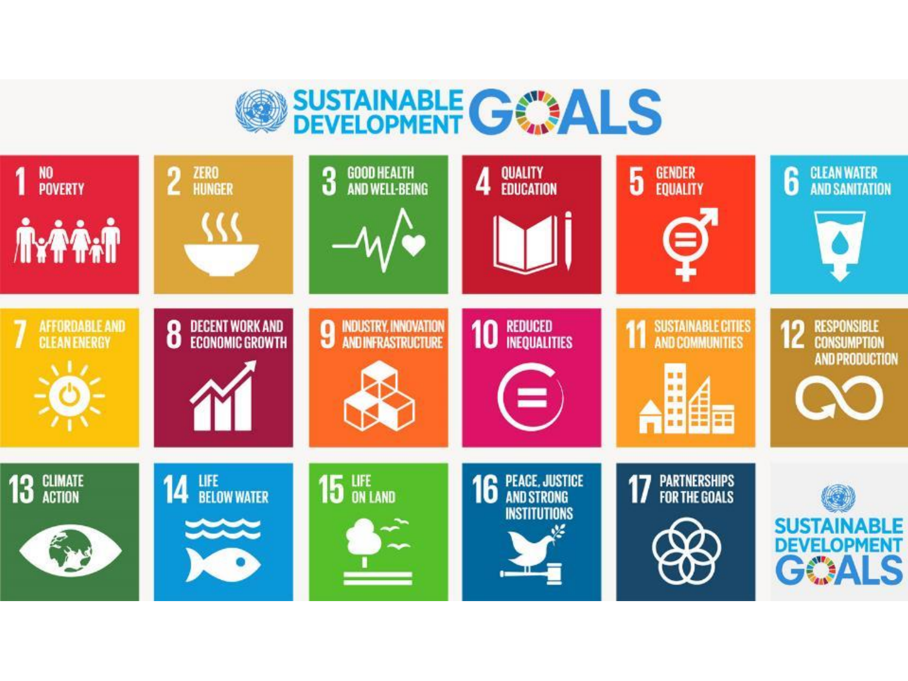# SUSTAINABLE DEVELOPMENT GOALS

1. NO POVERTY
2. ZERO HUNGER
3. GOOD HEALTH AND WELL-BEING
4. QUALITY EDUCATION
5. GENDER EQUALITY
6. CLEAN WATER AND SANITATION
7. AFFORDABLE AND CLEAN ENERGY
8. DECENT WORK AND ECONOMIC GROWTH
9. INDUSTRY, INNOVATION AND INFRASTRUCTURE
10. REDUCED INEQUALITIES
11. SUSTAINABLE CITIES AND COMMUNITIES
12. RESPONSIBLE CONSUMPTION AND PRODUCTION
13. CLIMATE ACTION
14. LIFE BELOW WATER
15. LIFE ON LAND
16. PEACE, JUSTICE AND STRONG INSTITUTIONS
17. PARTNERSHIPS FOR THE GOALS

SUSTAINABLE DEVELOPMENT GOALS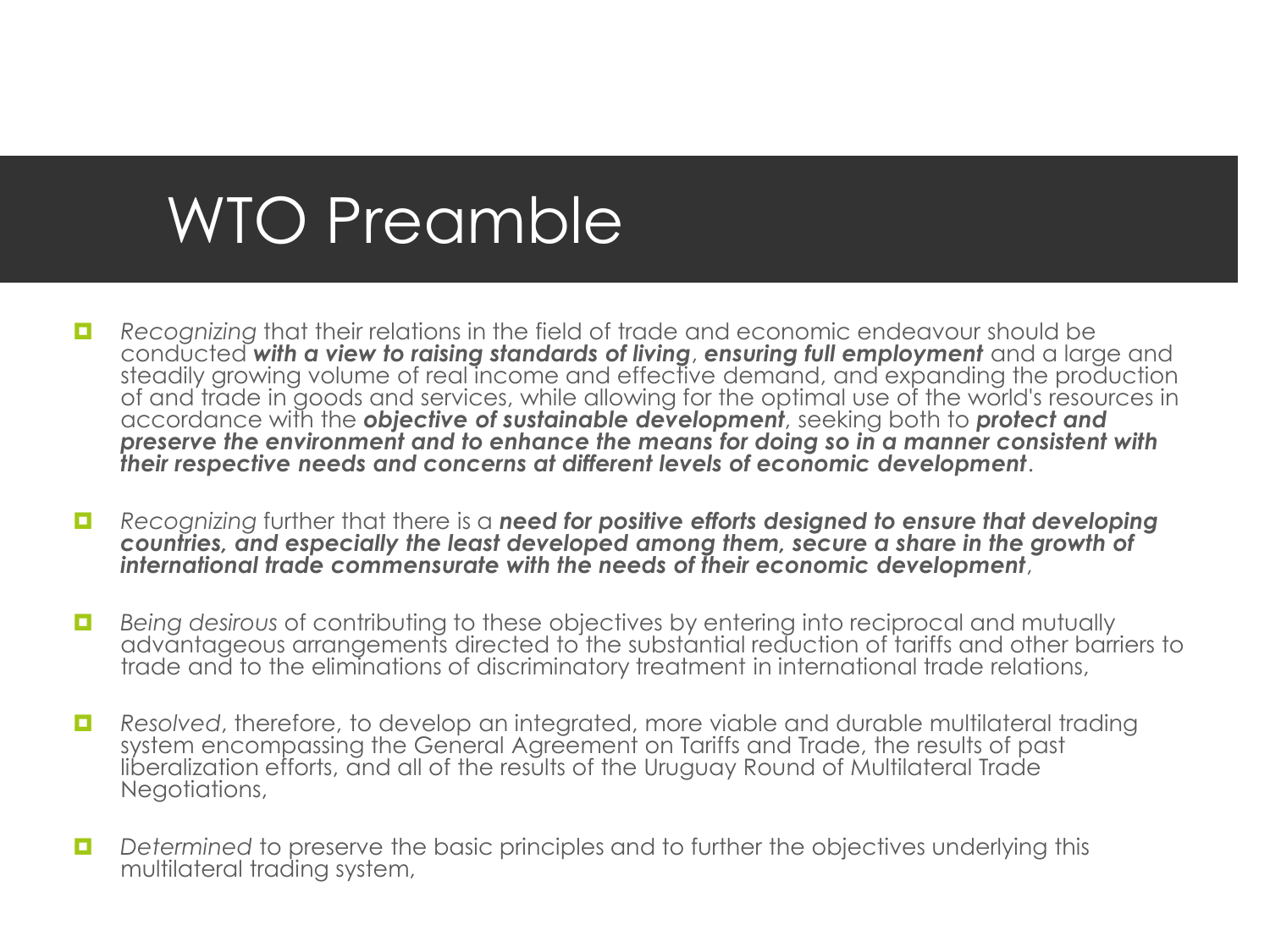# WTO Preamble

- *Recognizing* that their relations in the field of trade and economic endeavour should be conducted ***with a view to raising standards of living***, ***ensuring full employment*** and a large and steadily growing volume of real income and effective demand, and expanding the production of and trade in goods and services, while allowing for the optimal use of the world's resources in accordance with the ***objective of sustainable development***, seeking both to ***protect and preserve the environment and to enhance the means for doing so in a manner consistent with their respective needs and concerns at different levels of economic development***.

- *Recognizing* further that there is a ***need for positive efforts designed to ensure that developing countries, and especially the least developed among them, secure a share in the growth of international trade commensurate with the needs of their economic development***,

- *Being desirous* of contributing to these objectives by entering into reciprocal and mutually advantageous arrangements directed to the substantial reduction of tariffs and other barriers to trade and to the eliminations of discriminatory treatment in international trade relations,

- *Resolved*, therefore, to develop an integrated, more viable and durable multilateral trading system encompassing the General Agreement on Tariffs and Trade, the results of past liberalization efforts, and all of the results of the Uruguay Round of Multilateral Trade Negotiations,

- *Determined* to preserve the basic principles and to further the objectives underlying this multilateral trading system,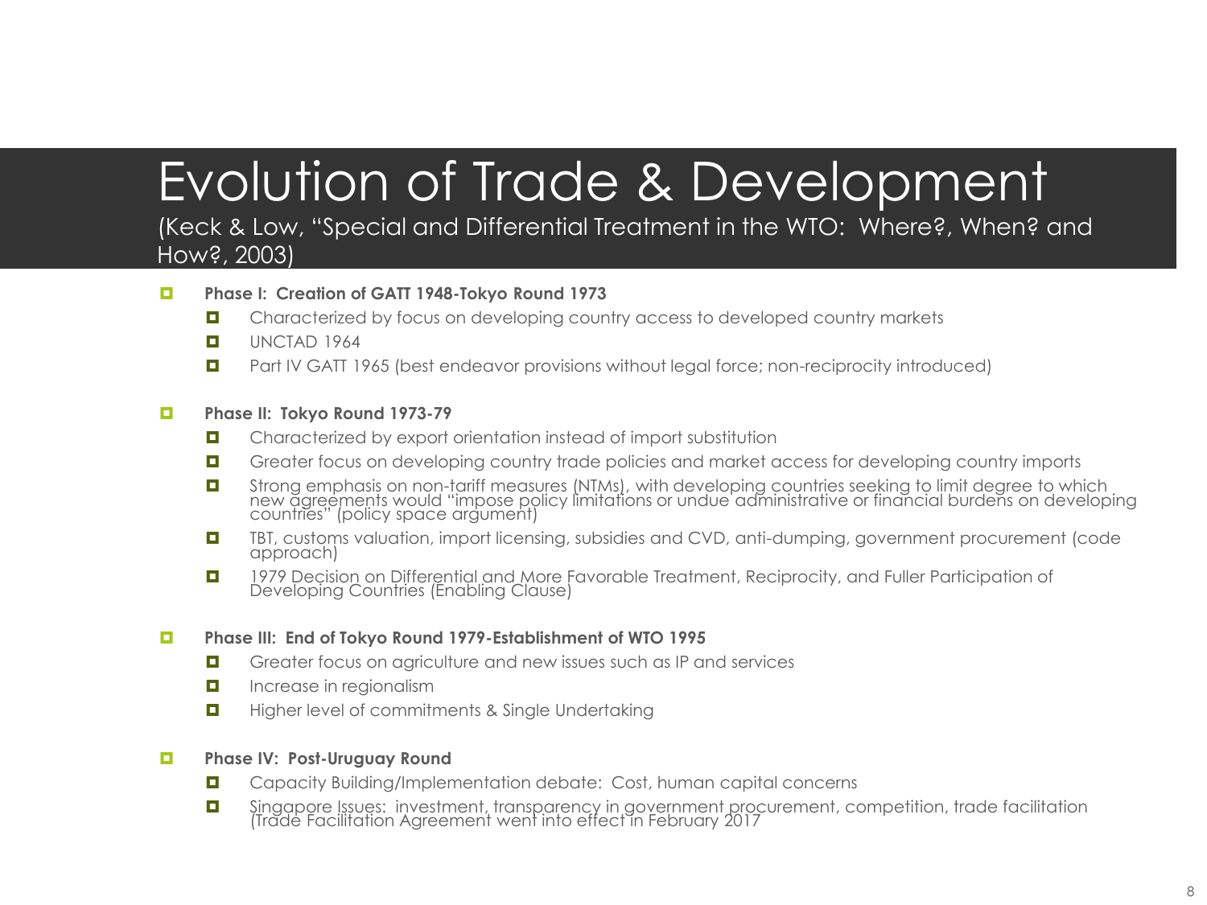# Evolution of Trade & Development

(Keck & Low, "Special and Differential Treatment in the WTO: Where?, When? and How?, 2003)

- **Phase I: Creation of GATT 1948-Tokyo Round 1973**
  - Characterized by focus on developing country access to developed country markets
  - UNCTAD 1964
  - Part IV GATT 1965 (best endeavor provisions without legal force; non-reciprocity introduced)

- **Phase II: Tokyo Round 1973-79**
  - Characterized by export orientation instead of import substitution
  - Greater focus on developing country trade policies and market access for developing country imports
  - Strong emphasis on non-tariff measures (NTMs), with developing countries seeking to limit degree to which new agreements would "impose policy limitations or undue administrative or financial burdens on developing countries" (policy space argument)
  - TBT, customs valuation, import licensing, subsidies and CVD, anti-dumping, government procurement (code approach)
  - 1979 Decision on Differential and More Favorable Treatment, Reciprocity, and Fuller Participation of Developing Countries (Enabling Clause)

- **Phase III: End of Tokyo Round 1979-Establishment of WTO 1995**
  - Greater focus on agriculture and new issues such as IP and services
  - Increase in regionalism
  - Higher level of commitments & Single Undertaking

- **Phase IV: Post-Uruguay Round**
  - Capacity Building/Implementation debate: Cost, human capital concerns
  - Singapore Issues: investment, transparency in government procurement, competition, trade facilitation (Trade Facilitation Agreement went into effect in February 2017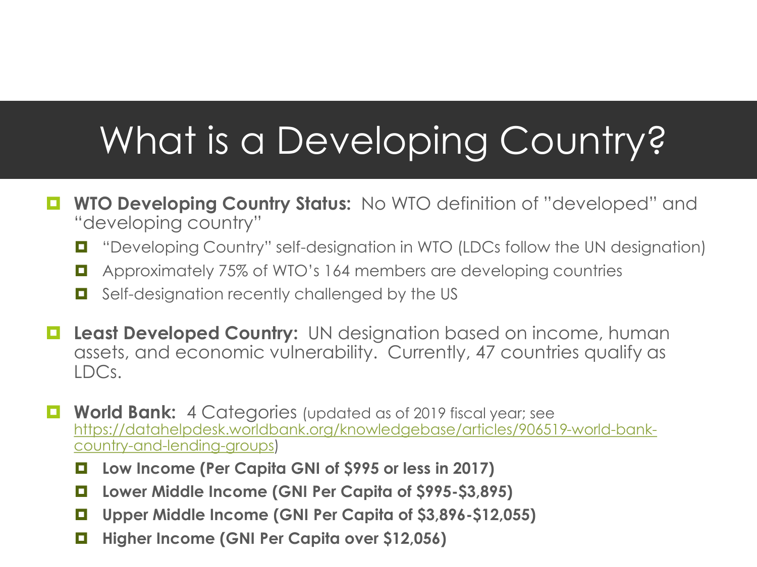# What is a Developing Country?

- **WTO Developing Country Status:** No WTO definition of "developed" and "developing country"
  - "Developing Country" self-designation in WTO (LDCs follow the UN designation)
  - Approximately 75% of WTO's 164 members are developing countries
  - Self-designation recently challenged by the US

- **Least Developed Country:** UN designation based on income, human assets, and economic vulnerability. Currently, 47 countries qualify as LDCs.

- **World Bank:** 4 Categories (updated as of 2019 fiscal year; see [https://datahelpdesk.worldbank.org/knowledgebase/articles/906519-world-bank-country-and-lending-groups](https://datahelpdesk.worldbank.org/knowledgebase/articles/906519-world-bank-country-and-lending-groups))
  - **Low Income (Per Capita GNI of $995 or less in 2017)**
  - **Lower Middle Income (GNI Per Capita of $995-$3,895)**
  - **Upper Middle Income (GNI Per Capita of $3,896-$12,055)**
  - **Higher Income (GNI Per Capita over $12,056)**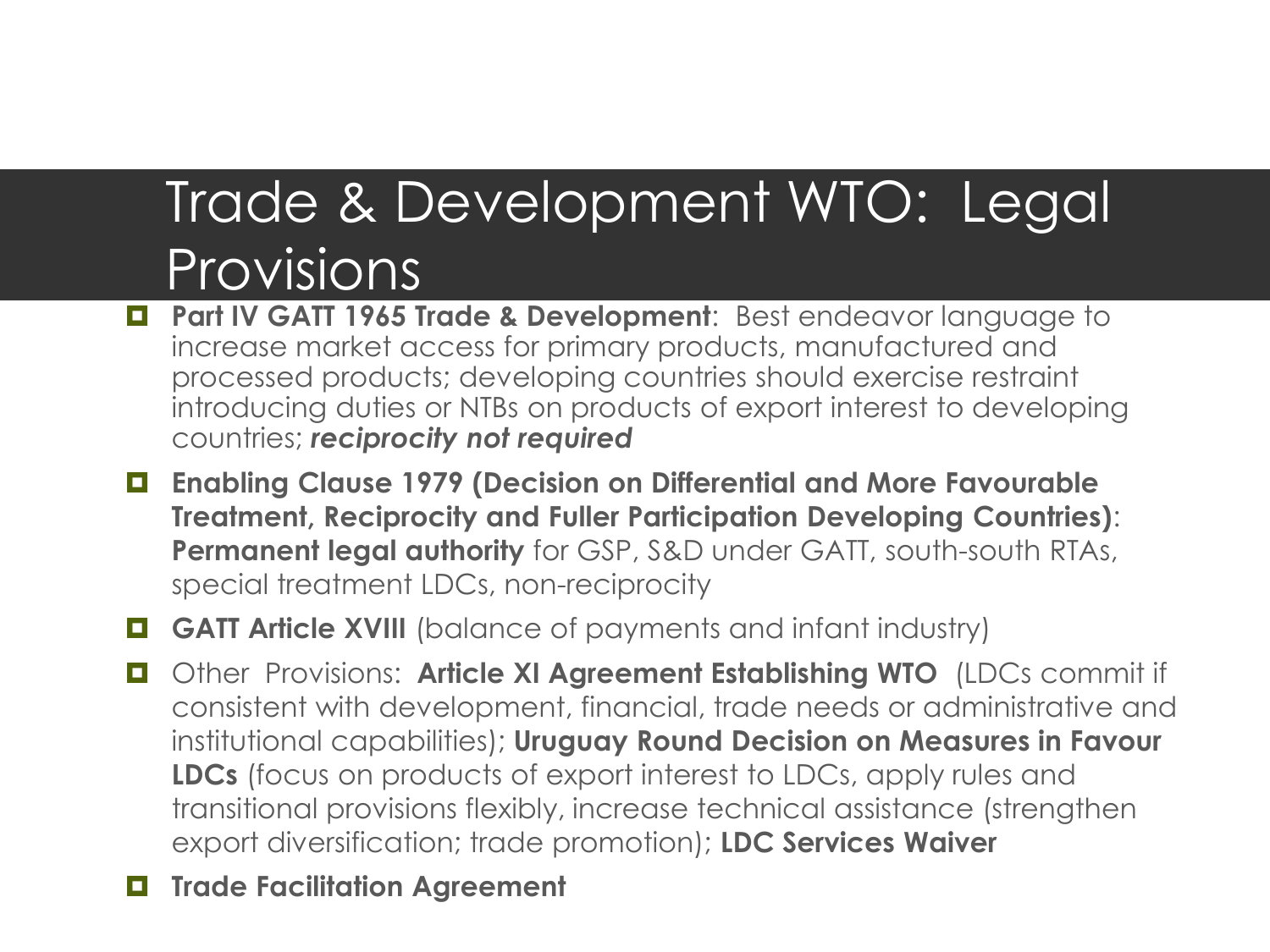# Trade & Development WTO: Legal Provisions

- **Part IV GATT 1965 Trade & Development**: Best endeavor language to increase market access for primary products, manufactured and processed products; developing countries should exercise restraint introducing duties or NTBs on products of export interest to developing countries; ***reciprocity not required***
- **Enabling Clause 1979 (Decision on Differential and More Favourable Treatment, Reciprocity and Fuller Participation Developing Countries)**: **Permanent legal authority** for GSP, S&D under GATT, south-south RTAs, special treatment LDCs, non-reciprocity
- **GATT Article XVIII** (balance of payments and infant industry)
- Other Provisions: **Article XI Agreement Establishing WTO** (LDCs commit if consistent with development, financial, trade needs or administrative and institutional capabilities); **Uruguay Round Decision on Measures in Favour LDCs** (focus on products of export interest to LDCs, apply rules and transitional provisions flexibly, increase technical assistance (strengthen export diversification; trade promotion); **LDC Services Waiver**
- **Trade Facilitation Agreement**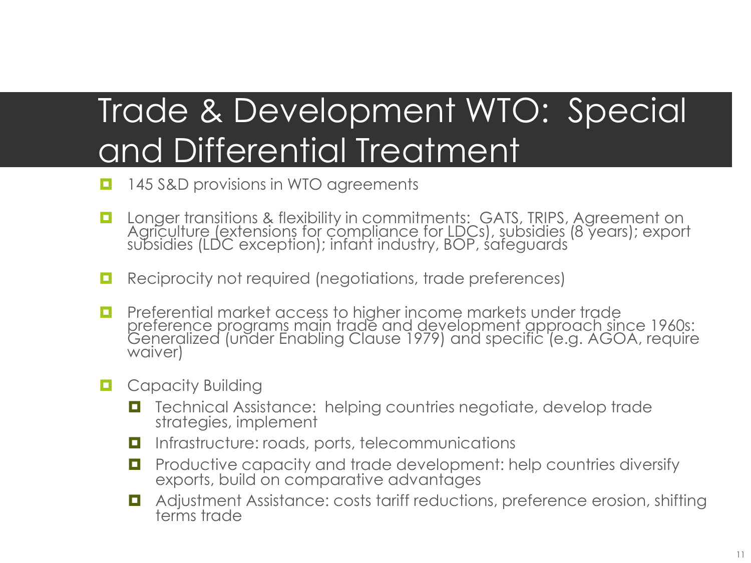# Trade & Development WTO: Special and Differential Treatment

- 145 S&D provisions in WTO agreements
- Longer transitions & flexibility in commitments: GATS, TRIPS, Agreement on Agriculture (extensions for compliance for LDCs), subsidies (8 years); export subsidies (LDC exception); infant industry, BOP, safeguards
- Reciprocity not required (negotiations, trade preferences)
- Preferential market access to higher income markets under trade preference programs main trade and development approach since 1960s: Generalized (under Enabling Clause 1979) and specific (e.g. AGOA, require waiver)
- Capacity Building
  - Technical Assistance: helping countries negotiate, develop trade strategies, implement
  - Infrastructure: roads, ports, telecommunications
  - Productive capacity and trade development: help countries diversify exports, build on comparative advantages
  - Adjustment Assistance: costs tariff reductions, preference erosion, shifting terms trade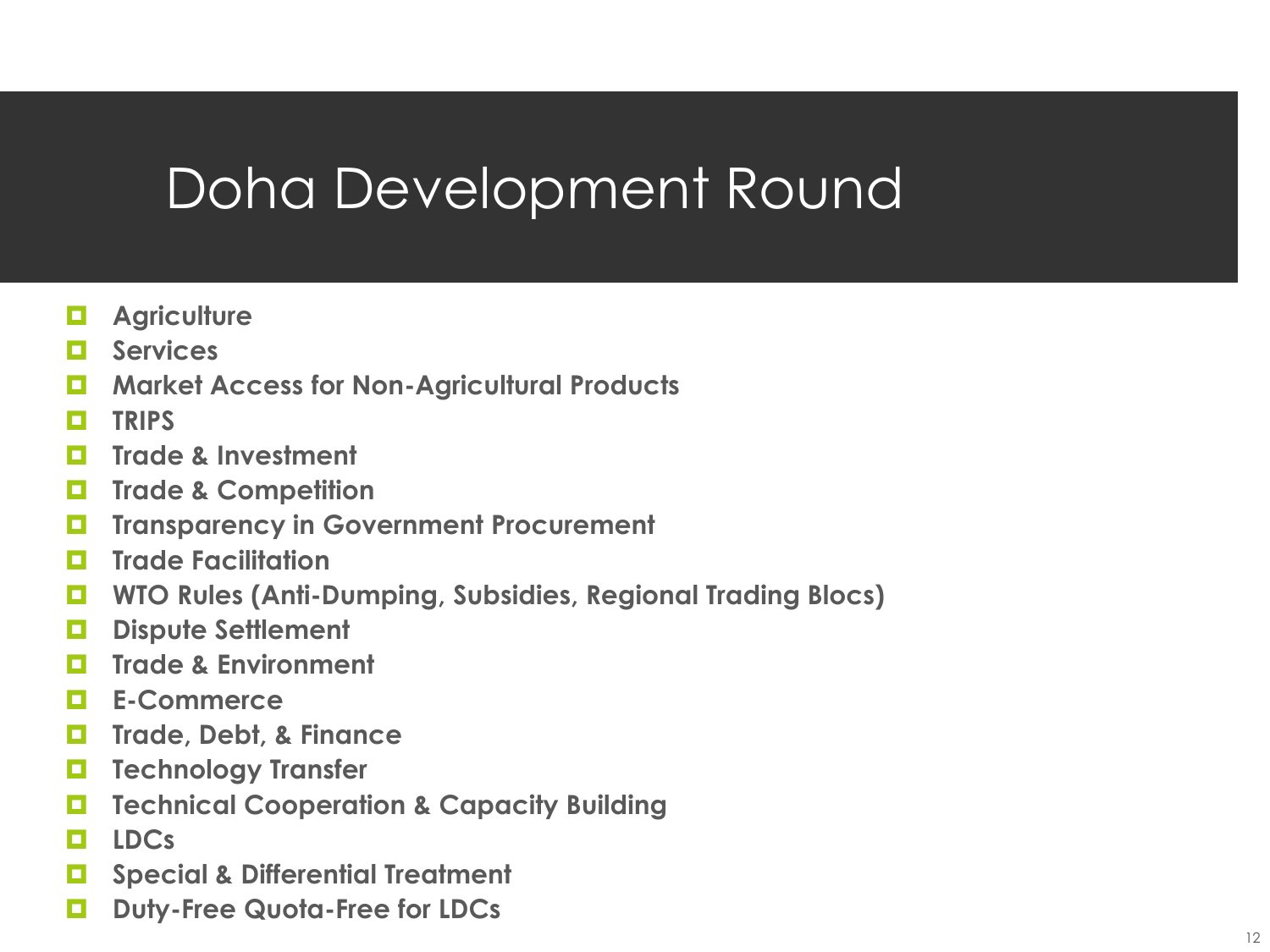# Doha Development Round

- **Agriculture**
- **Services**
- **Market Access for Non-Agricultural Products**
- **TRIPS**
- **Trade & Investment**
- **Trade & Competition**
- **Transparency in Government Procurement**
- **Trade Facilitation**
- **WTO Rules (Anti-Dumping, Subsidies, Regional Trading Blocs)**
- **Dispute Settlement**
- **Trade & Environment**
- **E-Commerce**
- **Trade, Debt, & Finance**
- **Technology Transfer**
- **Technical Cooperation & Capacity Building**
- **LDCs**
- **Special & Differential Treatment**
- **Duty-Free Quota-Free for LDCs**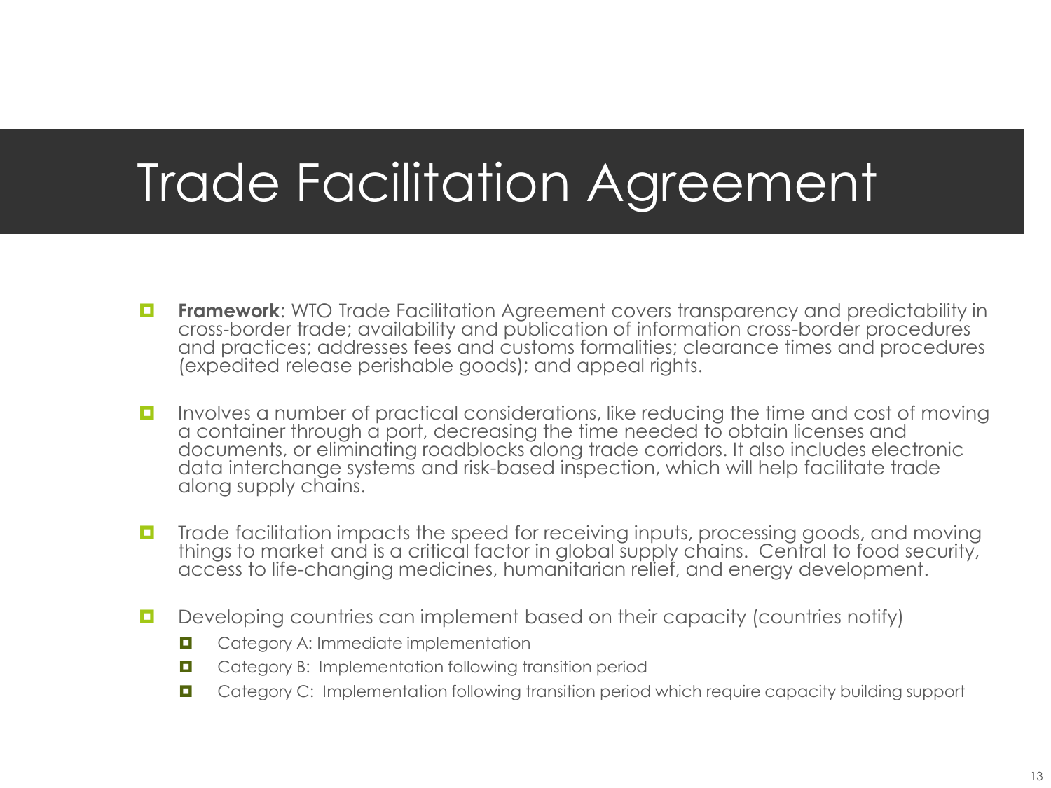# Trade Facilitation Agreement

- **Framework**: WTO Trade Facilitation Agreement covers transparency and predictability in cross-border trade; availability and publication of information cross-border procedures and practices; addresses fees and customs formalities; clearance times and procedures (expedited release perishable goods); and appeal rights.

- Involves a number of practical considerations, like reducing the time and cost of moving a container through a port, decreasing the time needed to obtain licenses and documents, or eliminating roadblocks along trade corridors. It also includes electronic data interchange systems and risk-based inspection, which will help facilitate trade along supply chains.

- Trade facilitation impacts the speed for receiving inputs, processing goods, and moving things to market and is a critical factor in global supply chains. Central to food security, access to life-changing medicines, humanitarian relief, and energy development.

- Developing countries can implement based on their capacity (countries notify)
  - Category A: Immediate implementation
  - Category B: Implementation following transition period
  - Category C: Implementation following transition period which require capacity building support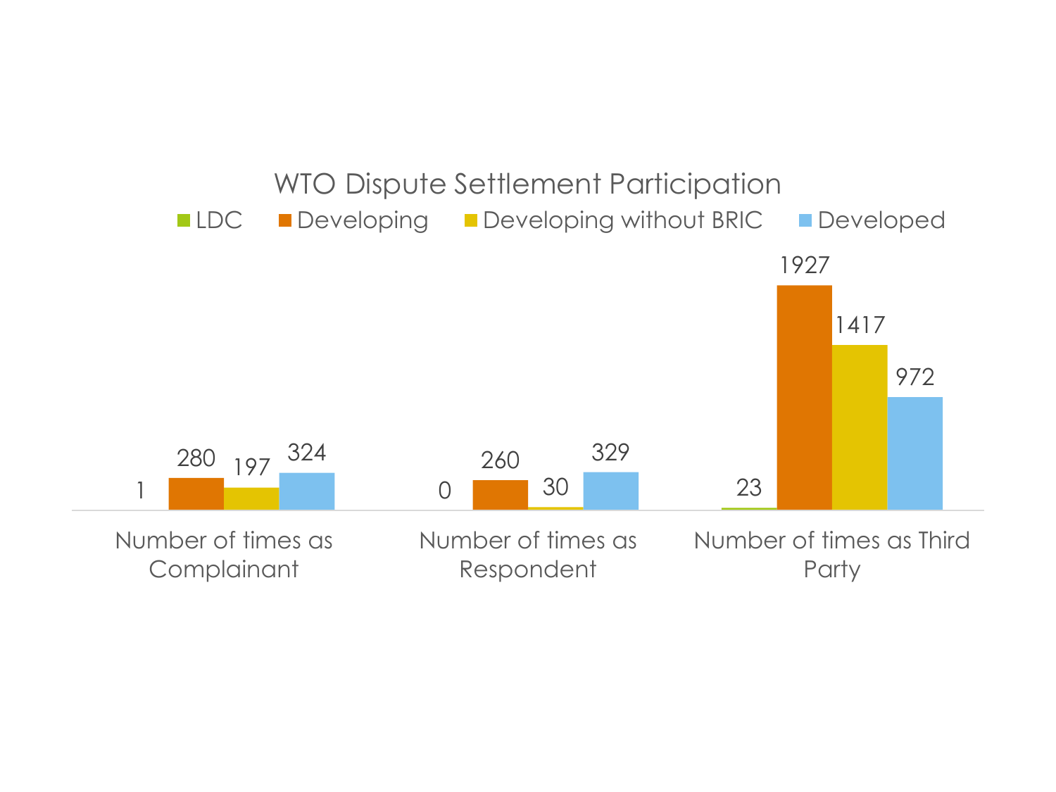## WTO Dispute Settlement Participation

| | LDC | Developing | Developing without BRIC | Developed |
|---|---|---|---|---|
| Number of times as Complainant | 1 | 280 | 197 | 324 |
| Number of times as Respondent | 0 | 260 | 30 | 329 |
| Number of times as Third Party | 23 | 1927 | 1417 | 972 |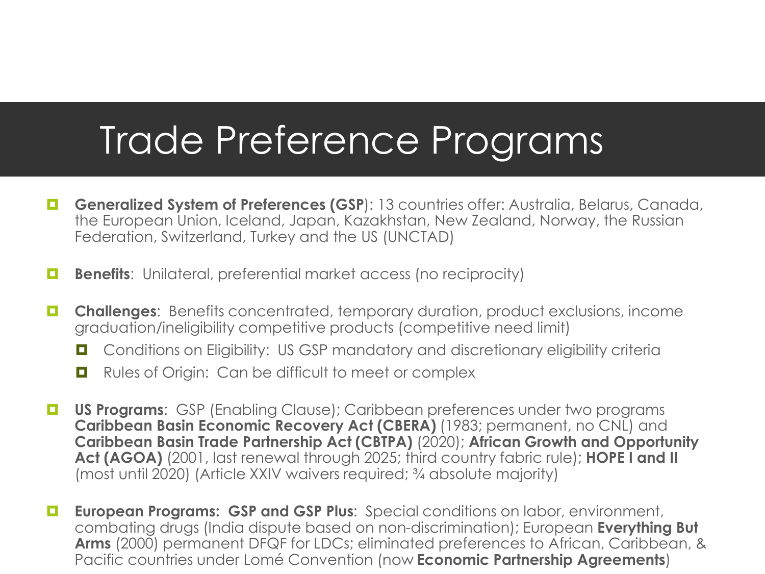# Trade Preference Programs

- **Generalized System of Preferences (GSP)**: 13 countries offer: Australia, Belarus, Canada, the European Union, Iceland, Japan, Kazakhstan, New Zealand, Norway, the Russian Federation, Switzerland, Turkey and the US (UNCTAD)

- **Benefits**: Unilateral, preferential market access (no reciprocity)

- **Challenges**: Benefits concentrated, temporary duration, product exclusions, income graduation/ineligibility competitive products (competitive need limit)
  - Conditions on Eligibility: US GSP mandatory and discretionary eligibility criteria
  - Rules of Origin: Can be difficult to meet or complex

- **US Programs**: GSP (Enabling Clause); Caribbean preferences under two programs **Caribbean Basin Economic Recovery Act (CBERA)** (1983; permanent, no CNL) and **Caribbean Basin Trade Partnership Act (CBTPA)** (2020); **African Growth and Opportunity Act (AGOA)** (2001, last renewal through 2025; third country fabric rule); **HOPE I and II** (most until 2020) (Article XXIV waivers required; ¾ absolute majority)

- **European Programs: GSP and GSP Plus**: Special conditions on labor, environment, combating drugs (India dispute based on non-discrimination); European **Everything But Arms** (2000) permanent DFQF for LDCs; eliminated preferences to African, Caribbean, & Pacific countries under Lomé Convention (now **Economic Partnership Agreements**)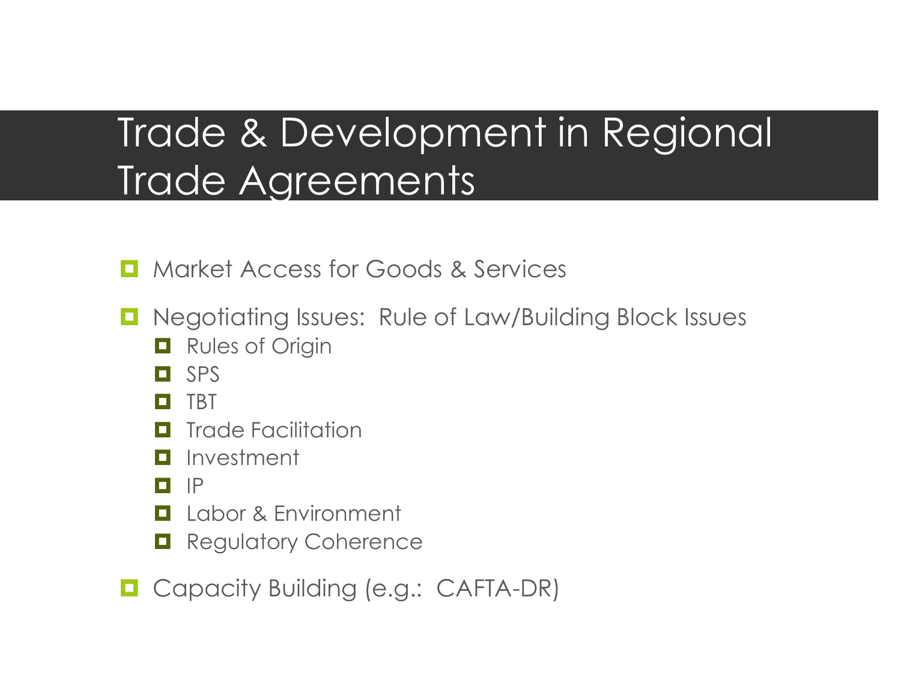# Trade & Development in Regional Trade Agreements

- Market Access for Goods & Services
- Negotiating Issues: Rule of Law/Building Block Issues
  - Rules of Origin
  - SPS
  - TBT
  - Trade Facilitation
  - Investment
  - IP
  - Labor & Environment
  - Regulatory Coherence
- Capacity Building (e.g.: CAFTA-DR)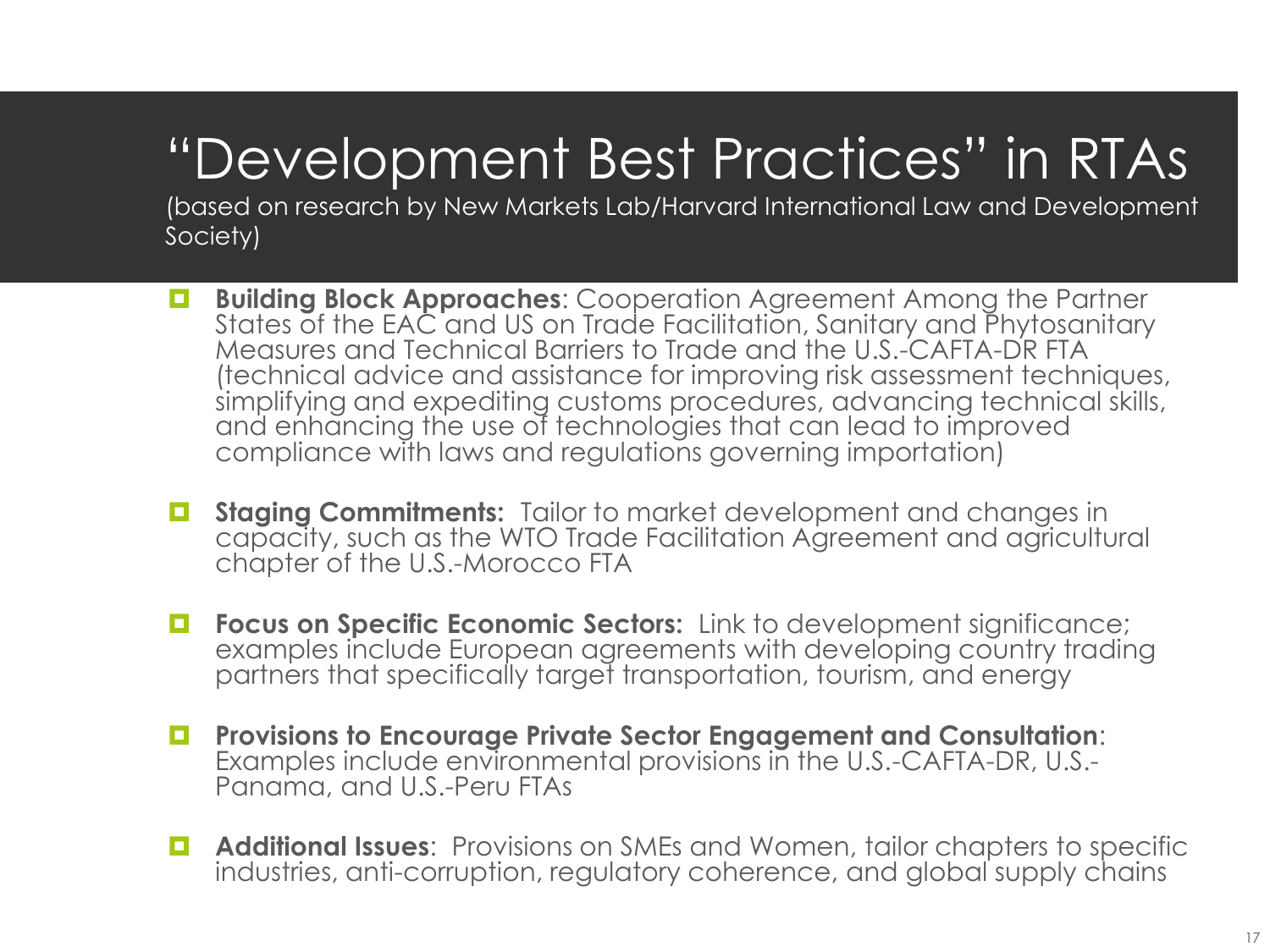# "Development Best Practices" in RTAs

(based on research by New Markets Lab/Harvard International Law and Development Society)

- **Building Block Approaches**: Cooperation Agreement Among the Partner States of the EAC and US on Trade Facilitation, Sanitary and Phytosanitary Measures and Technical Barriers to Trade and the U.S.-CAFTA-DR FTA (technical advice and assistance for improving risk assessment techniques, simplifying and expediting customs procedures, advancing technical skills, and enhancing the use of technologies that can lead to improved compliance with laws and regulations governing importation)

- **Staging Commitments:** Tailor to market development and changes in capacity, such as the WTO Trade Facilitation Agreement and agricultural chapter of the U.S.-Morocco FTA

- **Focus on Specific Economic Sectors:** Link to development significance; examples include European agreements with developing country trading partners that specifically target transportation, tourism, and energy

- **Provisions to Encourage Private Sector Engagement and Consultation**: Examples include environmental provisions in the U.S.-CAFTA-DR, U.S.-Panama, and U.S.-Peru FTAs

- **Additional Issues**: Provisions on SMEs and Women, tailor chapters to specific industries, anti-corruption, regulatory coherence, and global supply chains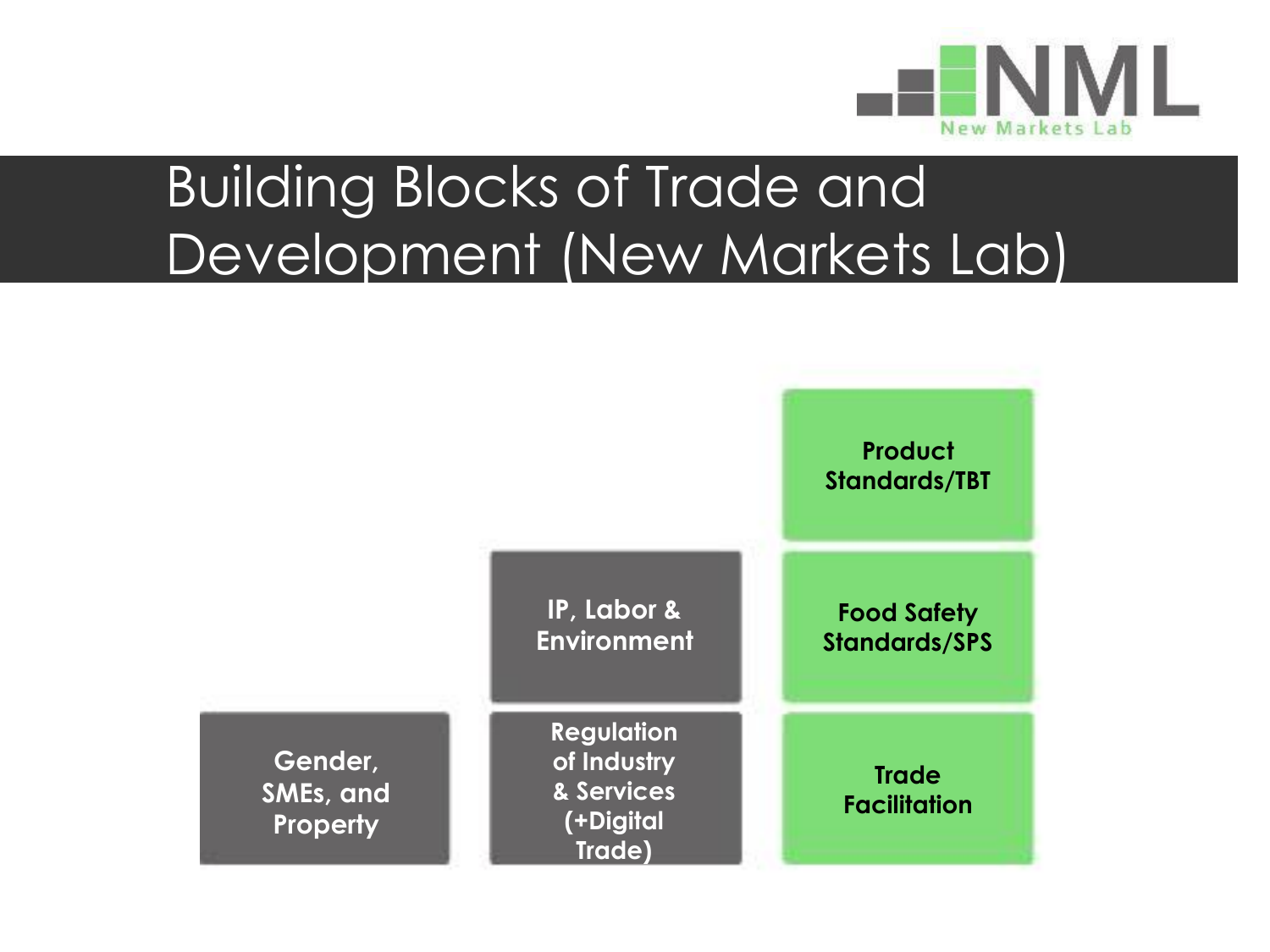# Building Blocks of Trade and Development (New Markets Lab)

- Gender, SMEs, and Property
- Regulation of Industry & Services (+Digital Trade)
- IP, Labor & Environment
- Trade Facilitation
- Food Safety Standards/SPS
- Product Standards/TBT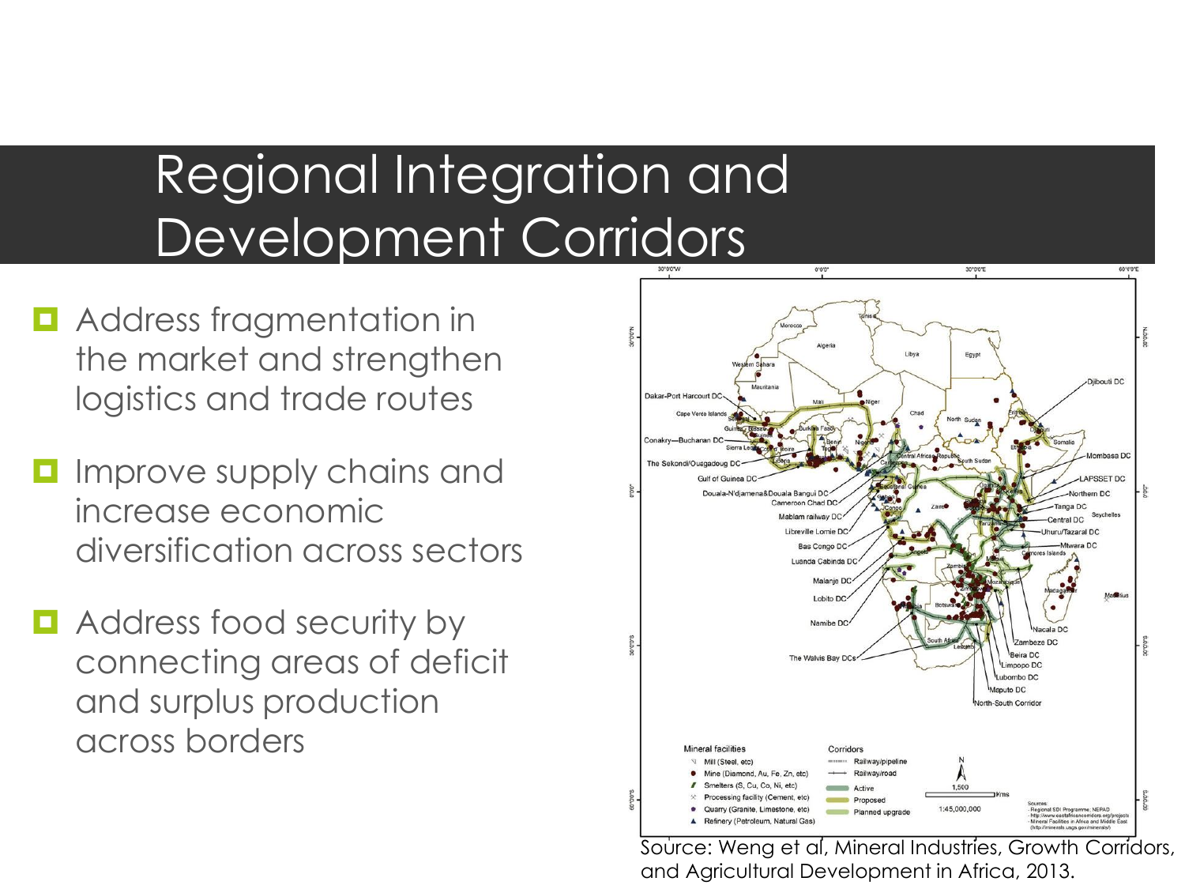# Regional Integration and Development Corridors

- Address fragmentation in the market and strengthen logistics and trade routes
- Improve supply chains and increase economic diversification across sectors
- Address food security by connecting areas of deficit and surplus production across borders

Source: Weng et al, Mineral Industries, Growth Corridors, and Agricultural Development in Africa, 2013.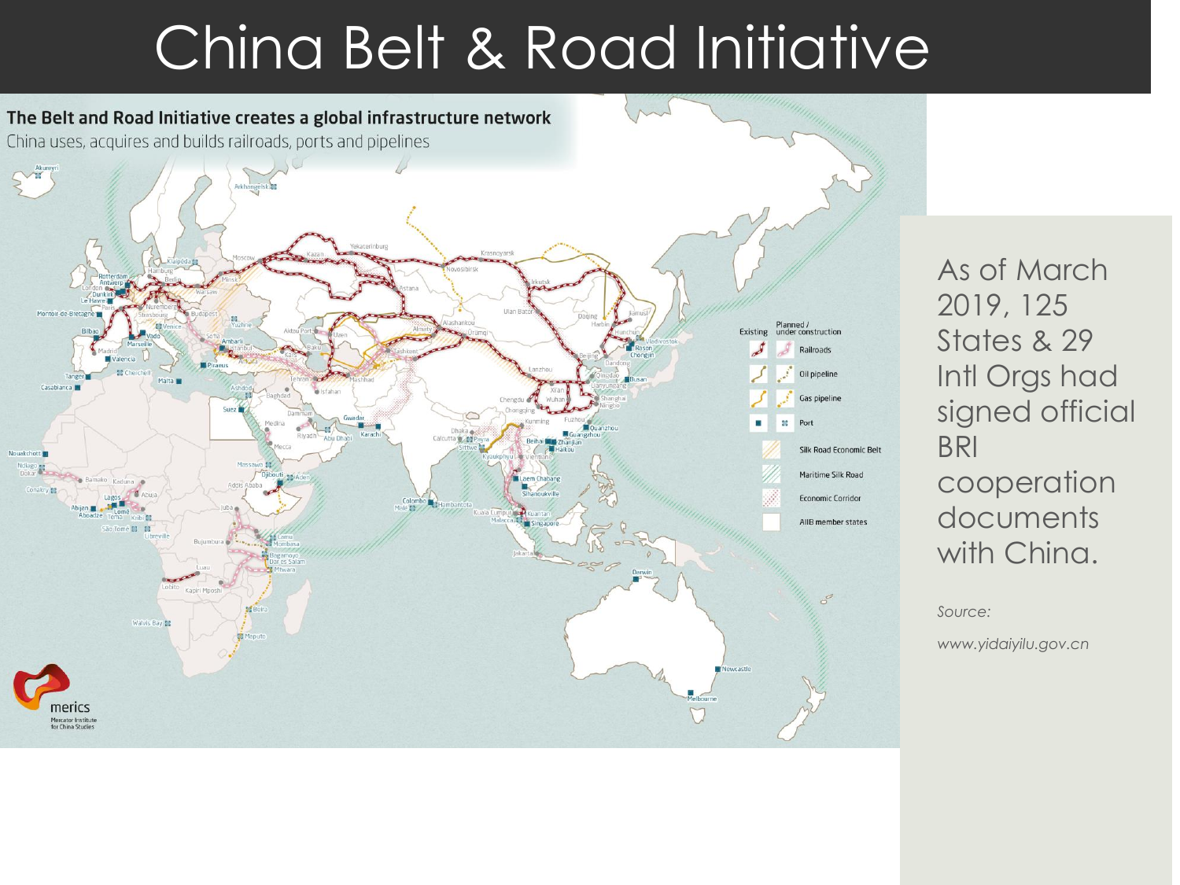# China Belt & Road Initiative

**The Belt and Road Initiative creates a global infrastructure network**

China uses, acquires and builds railroads, ports and pipelines

Existing | Planned / under construction

Railroads

Oil pipeline

Gas pipeline

Port

Silk Road Economic Belt

Maritime Silk Road

Economic Corridor

AIIB member states

merics

Mercator Institute for China Studies

As of March 2019, 125 States & 29 Intl Orgs had signed official BRI cooperation documents with China.

*Source:*

*www.yidaiyilu.gov.cn*